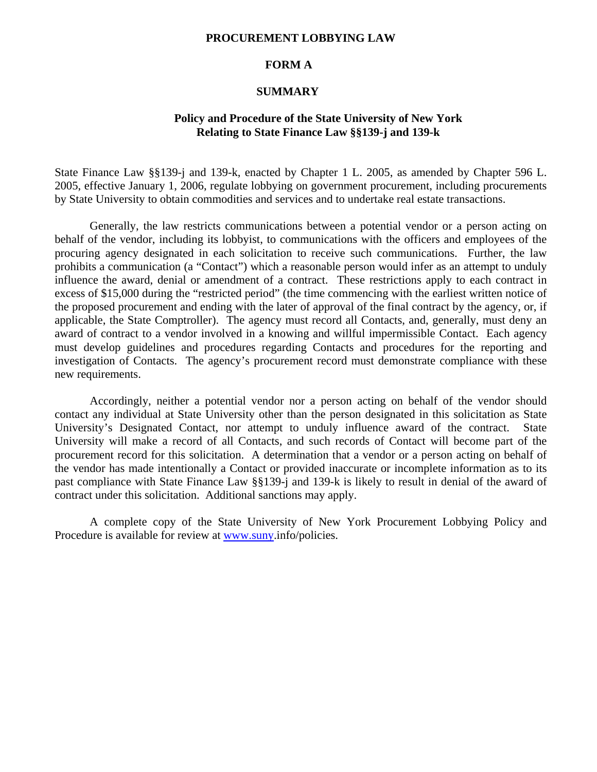# PROCUREMENT LOBBYING LAW

## FORM A

## SUMMARY

### Policy and Procedure of the State University of New York Relating to State Finance Law §§139-j and 139-k

State Finance Law §§139-j and 139-k, enacted by Chapter 1 L. 2005, as amended by Chapter 596 L. 2005, effective January 1, 2006, regulate lobbying on government procurement, including procurements by State University to obtain commodities and services and to undertake real estate transactions.

Generally, the law restricts communications between a potential vendor or a person acting on behalf of the vendor, including its lobbyist, to communications with the officers and employees of the procuring agency designated in each solicitation to receive such communications. Further, the law prohibits a communication (a "Contact") which a reasonable person would infer as an attempt to unduly influence the award, denial or amendment of a contract. These restrictions apply to each contract in excess of $15,000 during the "restricted period" (the time commencing with the earliest written notice of the proposed procurement and ending with the later of approval of the final contract by the agency, or, if applicable, the State Comptroller). The agency must record all Contacts, and, generally, must deny an award of contract to a vendor involved in a knowing and willful impermissible Contact. Each agency must develop guidelines and procedures regarding Contacts and procedures for the reporting and investigation of Contacts. The agency's procurement record must demonstrate compliance with these new requirements.

Accordingly, neither a potential vendor nor a person acting on behalf of the vendor should contact any individual at State University other than the person designated in this solicitation as State University's Designated Contact, nor attempt to unduly influence award of the contract. State University will make a record of all Contacts, and such records of Contact will become part of the procurement record for this solicitation. A determination that a vendor or a person acting on behalf of the vendor has made intentionally a Contact or provided inaccurate or incomplete information as to its past compliance with State Finance Law §§139-j and 139-k is likely to result in denial of the award of contract under this solicitation. Additional sanctions may apply.

A complete copy of the State University of New York Procurement Lobbying Policy and Procedure is available for review at www.suny.info/policies.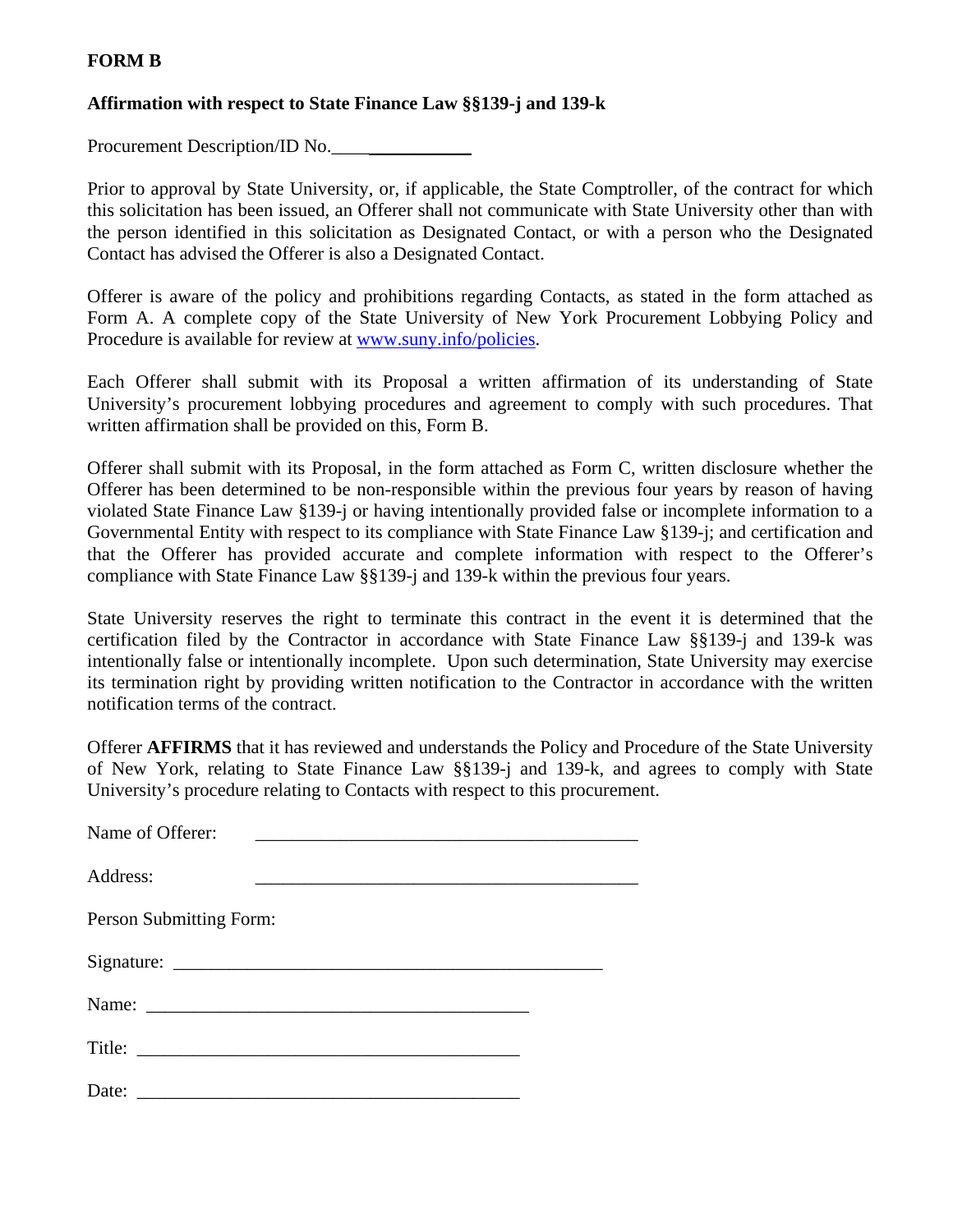**FORM B**

**Affirmation with respect to State Finance Law §§139-j and 139-k**

Procurement Description/ID No.________________

Prior to approval by State University, or, if applicable, the State Comptroller, of the contract for which this solicitation has been issued, an Offerer shall not communicate with State University other than with the person identified in this solicitation as Designated Contact, or with a person who the Designated Contact has advised the Offerer is also a Designated Contact.

Offerer is aware of the policy and prohibitions regarding Contacts, as stated in the form attached as Form A. A complete copy of the State University of New York Procurement Lobbying Policy and Procedure is available for review at www.suny.info/policies.

Each Offerer shall submit with its Proposal a written affirmation of its understanding of State University's procurement lobbying procedures and agreement to comply with such procedures. That written affirmation shall be provided on this, Form B.

Offerer shall submit with its Proposal, in the form attached as Form C, written disclosure whether the Offerer has been determined to be non-responsible within the previous four years by reason of having violated State Finance Law §139-j or having intentionally provided false or incomplete information to a Governmental Entity with respect to its compliance with State Finance Law §139-j; and certification and that the Offerer has provided accurate and complete information with respect to the Offerer's compliance with State Finance Law §§139-j and 139-k within the previous four years.

State University reserves the right to terminate this contract in the event it is determined that the certification filed by the Contractor in accordance with State Finance Law §§139-j and 139-k was intentionally false or intentionally incomplete. Upon such determination, State University may exercise its termination right by providing written notification to the Contractor in accordance with the written notification terms of the contract.

Offerer **AFFIRMS** that it has reviewed and understands the Policy and Procedure of the State University of New York, relating to State Finance Law §§139-j and 139-k, and agrees to comply with State University's procedure relating to Contacts with respect to this procurement.

Name of Offerer: ________________________________________

Address: ________________________________________

Person Submitting Form:

Signature: ________________________________________

Name: ________________________________________

Title: ________________________________________

Date: ________________________________________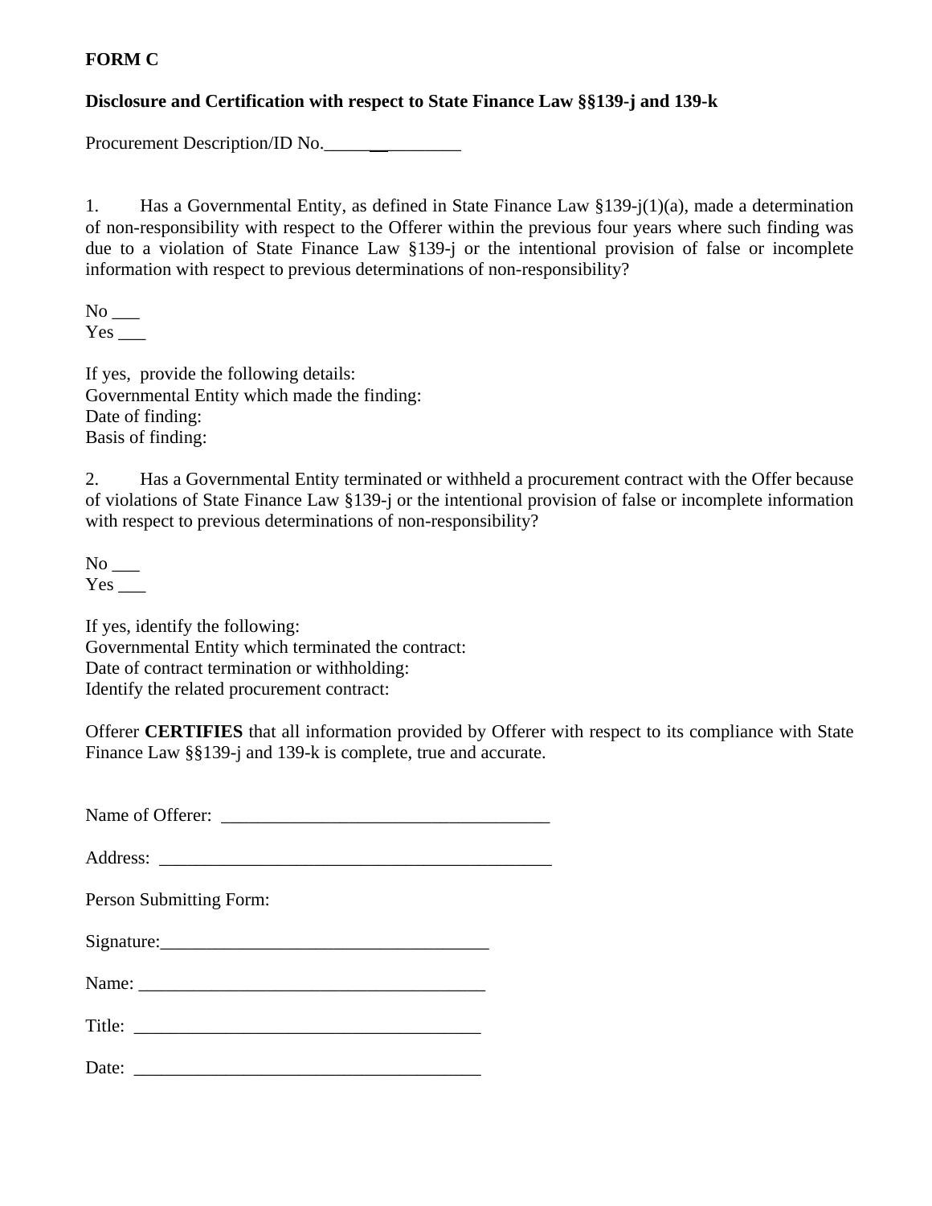**FORM C**

**Disclosure and Certification with respect to State Finance Law §§139-j and 139-k**

Procurement Description/ID No.______________

1. Has a Governmental Entity, as defined in State Finance Law §139-j(1)(a), made a determination of non-responsibility with respect to the Offerer within the previous four years where such finding was due to a violation of State Finance Law §139-j or the intentional provision of false or incomplete information with respect to previous determinations of non-responsibility?

No ___
Yes ___

If yes, provide the following details:
Governmental Entity which made the finding:
Date of finding:
Basis of finding:

2. Has a Governmental Entity terminated or withheld a procurement contract with the Offer because of violations of State Finance Law §139-j or the intentional provision of false or incomplete information with respect to previous determinations of non-responsibility?

No ___
Yes ___

If yes, identify the following:
Governmental Entity which terminated the contract:
Date of contract termination or withholding:
Identify the related procurement contract:

Offerer **CERTIFIES** that all information provided by Offerer with respect to its compliance with State Finance Law §§139-j and 139-k is complete, true and accurate.

Name of Offerer: ____________________________________

Address: ___________________________________________

Person Submitting Form:

Signature:____________________________________

Name: _______________________________________

Title: _______________________________________

Date: _______________________________________